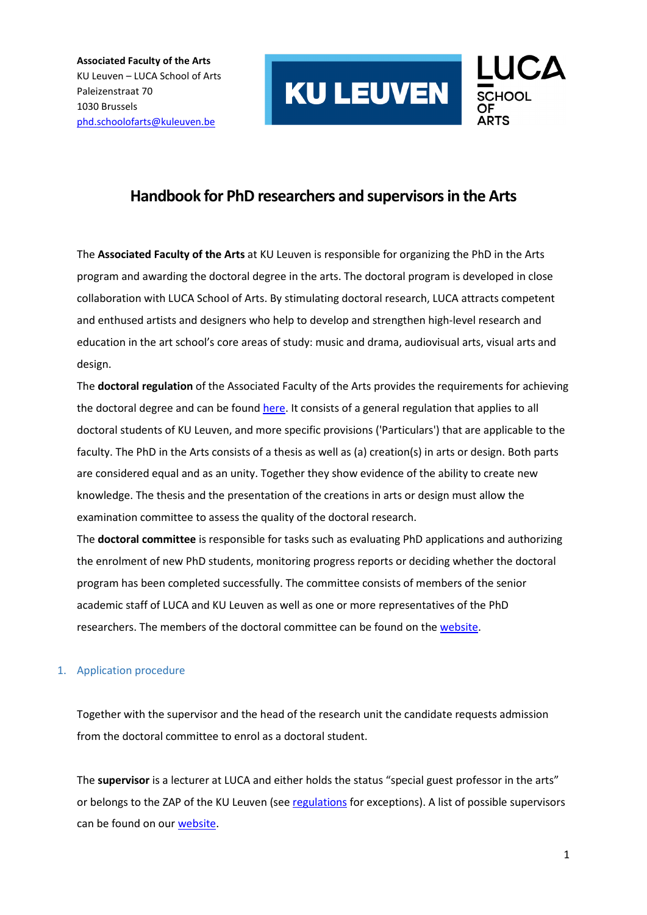**Associated Faculty of the Arts**
KU Leuven – LUCA School of Arts
Paleizenstraat 70
1030 Brussels
phd.schoolofarts@kuleuven.be

# Handbook for PhD researchers and supervisors in the Arts

The **Associated Faculty of the Arts** at KU Leuven is responsible for organizing the PhD in the Arts program and awarding the doctoral degree in the arts. The doctoral program is developed in close collaboration with LUCA School of Arts. By stimulating doctoral research, LUCA attracts competent and enthused artists and designers who help to develop and strengthen high-level research and education in the art school's core areas of study: music and drama, audiovisual arts, visual arts and design.

The **doctoral regulation** of the Associated Faculty of the Arts provides the requirements for achieving the doctoral degree and can be found here. It consists of a general regulation that applies to all doctoral students of KU Leuven, and more specific provisions ('Particulars') that are applicable to the faculty. The PhD in the Arts consists of a thesis as well as (a) creation(s) in arts or design. Both parts are considered equal and as an unity. Together they show evidence of the ability to create new knowledge. The thesis and the presentation of the creations in arts or design must allow the examination committee to assess the quality of the doctoral research.

The **doctoral committee** is responsible for tasks such as evaluating PhD applications and authorizing the enrolment of new PhD students, monitoring progress reports or deciding whether the doctoral program has been completed successfully. The committee consists of members of the senior academic staff of LUCA and KU Leuven as well as one or more representatives of the PhD researchers. The members of the doctoral committee can be found on the website.

## 1. Application procedure

Together with the supervisor and the head of the research unit the candidate requests admission from the doctoral committee to enrol as a doctoral student.

The **supervisor** is a lecturer at LUCA and either holds the status "special guest professor in the arts" or belongs to the ZAP of the KU Leuven (see regulations for exceptions). A list of possible supervisors can be found on our website.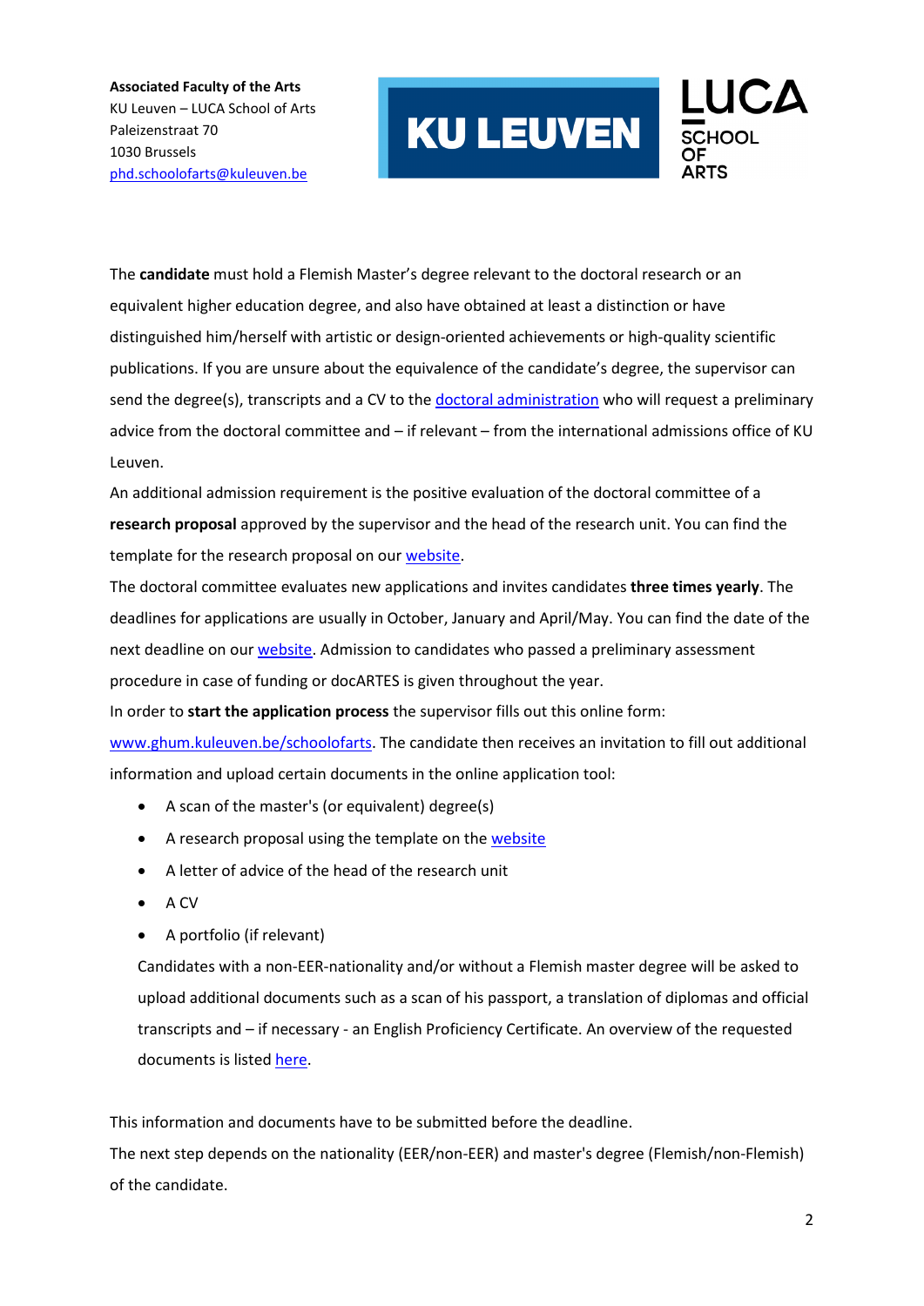**Associated Faculty of the Arts**
KU Leuven – LUCA School of Arts
Paleizenstraat 70
1030 Brussels
phd.schoolofarts@kuleuven.be

The **candidate** must hold a Flemish Master's degree relevant to the doctoral research or an equivalent higher education degree, and also have obtained at least a distinction or have distinguished him/herself with artistic or design-oriented achievements or high-quality scientific publications. If you are unsure about the equivalence of the candidate's degree, the supervisor can send the degree(s), transcripts and a CV to the doctoral administration who will request a preliminary advice from the doctoral committee and – if relevant – from the international admissions office of KU Leuven.

An additional admission requirement is the positive evaluation of the doctoral committee of a **research proposal** approved by the supervisor and the head of the research unit. You can find the template for the research proposal on our website.

The doctoral committee evaluates new applications and invites candidates **three times yearly**. The deadlines for applications are usually in October, January and April/May. You can find the date of the next deadline on our website. Admission to candidates who passed a preliminary assessment procedure in case of funding or docARTES is given throughout the year.

In order to **start the application process** the supervisor fills out this online form: www.ghum.kuleuven.be/schoolofarts. The candidate then receives an invitation to fill out additional information and upload certain documents in the online application tool:

- A scan of the master's (or equivalent) degree(s)
- A research proposal using the template on the website
- A letter of advice of the head of the research unit
- A CV
- A portfolio (if relevant)

  Candidates with a non-EER-nationality and/or without a Flemish master degree will be asked to upload additional documents such as a scan of his passport, a translation of diplomas and official transcripts and – if necessary - an English Proficiency Certificate. An overview of the requested documents is listed here.

This information and documents have to be submitted before the deadline.

The next step depends on the nationality (EER/non-EER) and master's degree (Flemish/non-Flemish) of the candidate.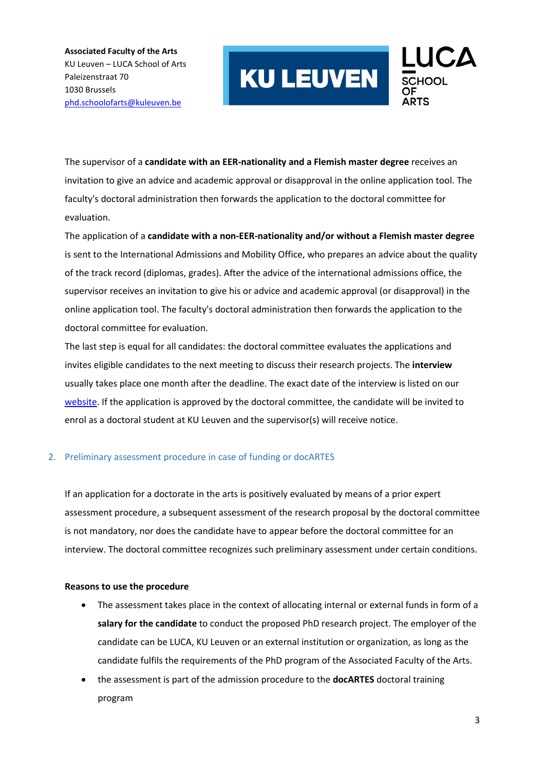The supervisor of a **candidate with an EER-nationality and a Flemish master degree** receives an invitation to give an advice and academic approval or disapproval in the online application tool. The faculty's doctoral administration then forwards the application to the doctoral committee for evaluation.

The application of a **candidate with a non-EER-nationality and/or without a Flemish master degree** is sent to the International Admissions and Mobility Office, who prepares an advice about the quality of the track record (diplomas, grades). After the advice of the international admissions office, the supervisor receives an invitation to give his or advice and academic approval (or disapproval) in the online application tool. The faculty's doctoral administration then forwards the application to the doctoral committee for evaluation.

The last step is equal for all candidates: the doctoral committee evaluates the applications and invites eligible candidates to the next meeting to discuss their research projects. The **interview** usually takes place one month after the deadline. The exact date of the interview is listed on our website. If the application is approved by the doctoral committee, the candidate will be invited to enrol as a doctoral student at KU Leuven and the supervisor(s) will receive notice.

## 2. Preliminary assessment procedure in case of funding or docARTES

If an application for a doctorate in the arts is positively evaluated by means of a prior expert assessment procedure, a subsequent assessment of the research proposal by the doctoral committee is not mandatory, nor does the candidate have to appear before the doctoral committee for an interview. The doctoral committee recognizes such preliminary assessment under certain conditions.

**Reasons to use the procedure**

- The assessment takes place in the context of allocating internal or external funds in form of a **salary for the candidate** to conduct the proposed PhD research project. The employer of the candidate can be LUCA, KU Leuven or an external institution or organization, as long as the candidate fulfils the requirements of the PhD program of the Associated Faculty of the Arts.
- the assessment is part of the admission procedure to the **docARTES** doctoral training program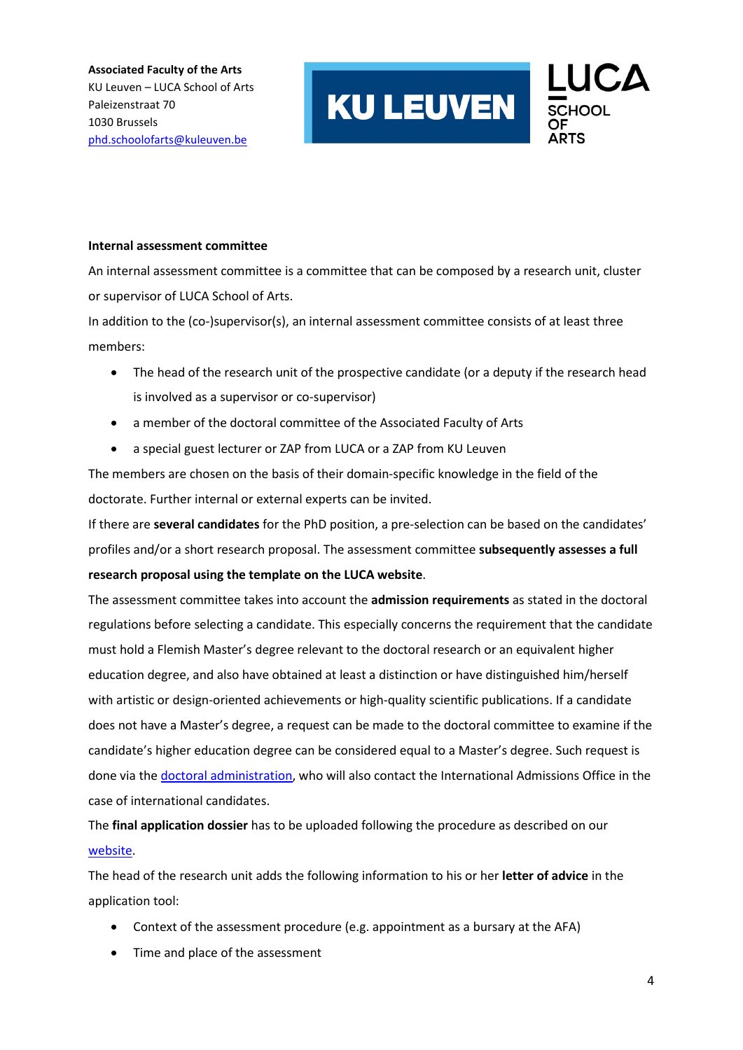**Internal assessment committee**

An internal assessment committee is a committee that can be composed by a research unit, cluster or supervisor of LUCA School of Arts.

In addition to the (co-)supervisor(s), an internal assessment committee consists of at least three members:

- The head of the research unit of the prospective candidate (or a deputy if the research head is involved as a supervisor or co-supervisor)
- a member of the doctoral committee of the Associated Faculty of Arts
- a special guest lecturer or ZAP from LUCA or a ZAP from KU Leuven

The members are chosen on the basis of their domain-specific knowledge in the field of the doctorate. Further internal or external experts can be invited.

If there are **several candidates** for the PhD position, a pre-selection can be based on the candidates' profiles and/or a short research proposal. The assessment committee **subsequently assesses a full research proposal using the template on the LUCA website**.

The assessment committee takes into account the **admission requirements** as stated in the doctoral regulations before selecting a candidate. This especially concerns the requirement that the candidate must hold a Flemish Master's degree relevant to the doctoral research or an equivalent higher education degree, and also have obtained at least a distinction or have distinguished him/herself with artistic or design-oriented achievements or high-quality scientific publications. If a candidate does not have a Master's degree, a request can be made to the doctoral committee to examine if the candidate's higher education degree can be considered equal to a Master's degree. Such request is done via the doctoral administration, who will also contact the International Admissions Office in the case of international candidates.

The **final application dossier** has to be uploaded following the procedure as described on our website.

The head of the research unit adds the following information to his or her **letter of advice** in the application tool:

- Context of the assessment procedure (e.g. appointment as a bursary at the AFA)
- Time and place of the assessment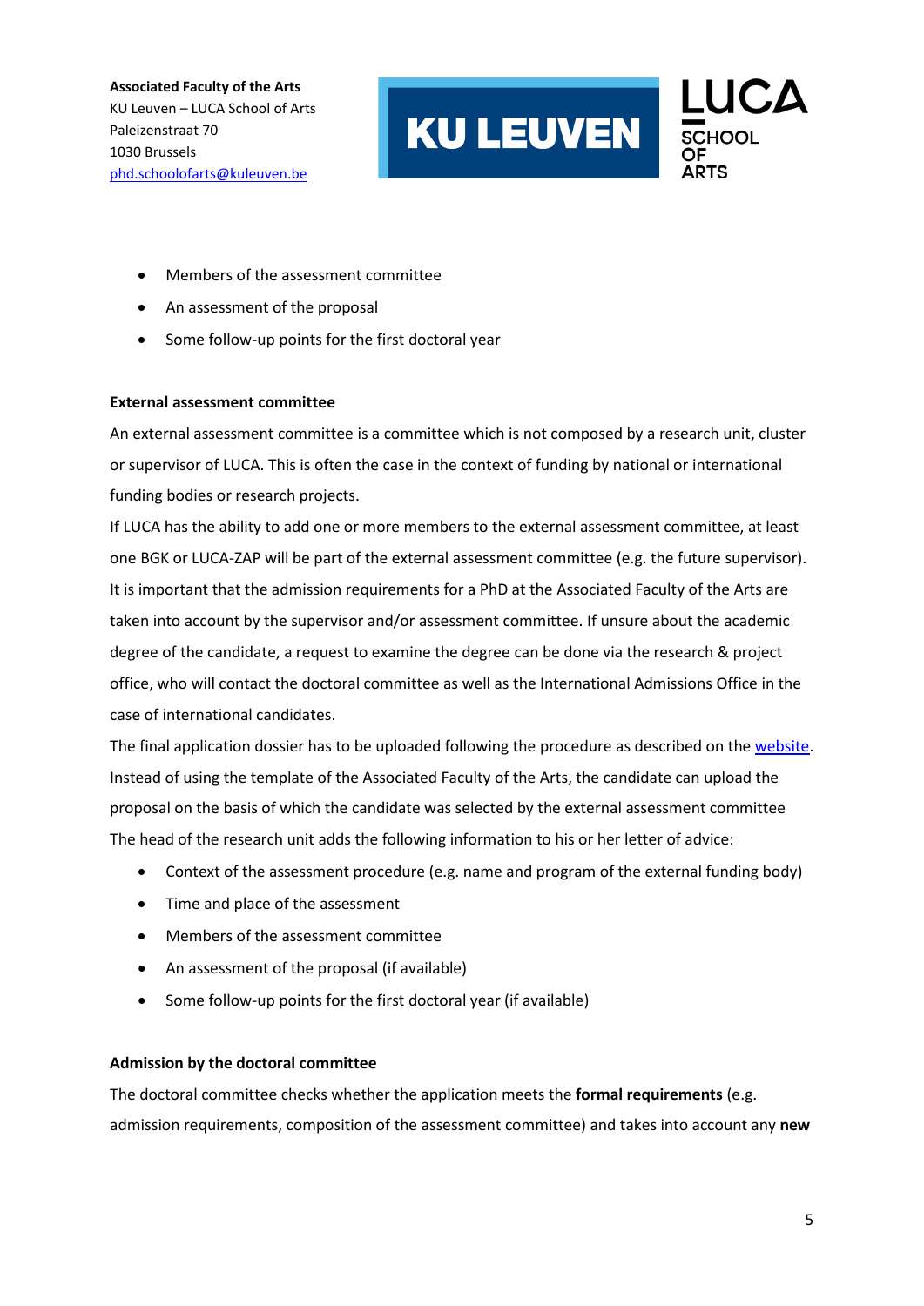- Members of the assessment committee
- An assessment of the proposal
- Some follow-up points for the first doctoral year

**External assessment committee**

An external assessment committee is a committee which is not composed by a research unit, cluster or supervisor of LUCA. This is often the case in the context of funding by national or international funding bodies or research projects.

If LUCA has the ability to add one or more members to the external assessment committee, at least one BGK or LUCA-ZAP will be part of the external assessment committee (e.g. the future supervisor). It is important that the admission requirements for a PhD at the Associated Faculty of the Arts are taken into account by the supervisor and/or assessment committee. If unsure about the academic degree of the candidate, a request to examine the degree can be done via the research & project office, who will contact the doctoral committee as well as the International Admissions Office in the case of international candidates.

The final application dossier has to be uploaded following the procedure as described on the [website](website). Instead of using the template of the Associated Faculty of the Arts, the candidate can upload the proposal on the basis of which the candidate was selected by the external assessment committee

The head of the research unit adds the following information to his or her letter of advice:

- Context of the assessment procedure (e.g. name and program of the external funding body)
- Time and place of the assessment
- Members of the assessment committee
- An assessment of the proposal (if available)
- Some follow-up points for the first doctoral year (if available)

**Admission by the doctoral committee**

The doctoral committee checks whether the application meets the **formal requirements** (e.g. admission requirements, composition of the assessment committee) and takes into account any **new**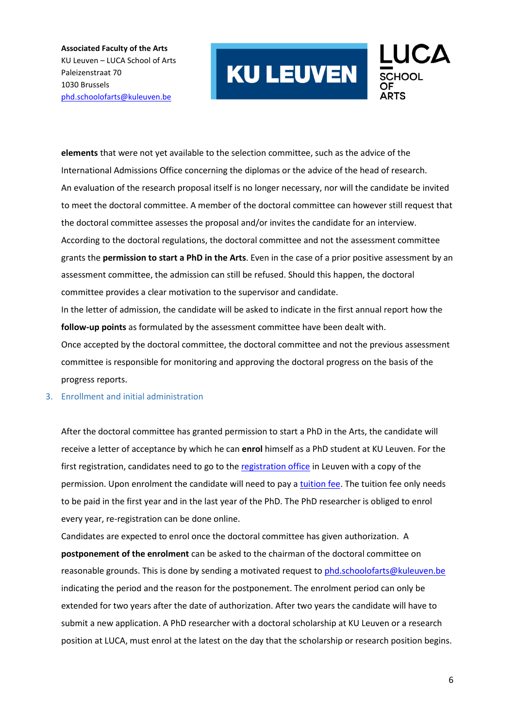**elements** that were not yet available to the selection committee, such as the advice of the International Admissions Office concerning the diplomas or the advice of the head of research. An evaluation of the research proposal itself is no longer necessary, nor will the candidate be invited to meet the doctoral committee. A member of the doctoral committee can however still request that the doctoral committee assesses the proposal and/or invites the candidate for an interview. According to the doctoral regulations, the doctoral committee and not the assessment committee grants the **permission to start a PhD in the Arts**. Even in the case of a prior positive assessment by an assessment committee, the admission can still be refused. Should this happen, the doctoral committee provides a clear motivation to the supervisor and candidate.

In the letter of admission, the candidate will be asked to indicate in the first annual report how the **follow-up points** as formulated by the assessment committee have been dealt with.

Once accepted by the doctoral committee, the doctoral committee and not the previous assessment committee is responsible for monitoring and approving the doctoral progress on the basis of the progress reports.

## 3. Enrollment and initial administration

After the doctoral committee has granted permission to start a PhD in the Arts, the candidate will receive a letter of acceptance by which he can **enrol** himself as a PhD student at KU Leuven. For the first registration, candidates need to go to the registration office in Leuven with a copy of the permission. Upon enrolment the candidate will need to pay a tuition fee. The tuition fee only needs to be paid in the first year and in the last year of the PhD. The PhD researcher is obliged to enrol every year, re-registration can be done online.

Candidates are expected to enrol once the doctoral committee has given authorization. A **postponement of the enrolment** can be asked to the chairman of the doctoral committee on reasonable grounds. This is done by sending a motivated request to phd.schoolofarts@kuleuven.be indicating the period and the reason for the postponement. The enrolment period can only be extended for two years after the date of authorization. After two years the candidate will have to submit a new application. A PhD researcher with a doctoral scholarship at KU Leuven or a research position at LUCA, must enrol at the latest on the day that the scholarship or research position begins.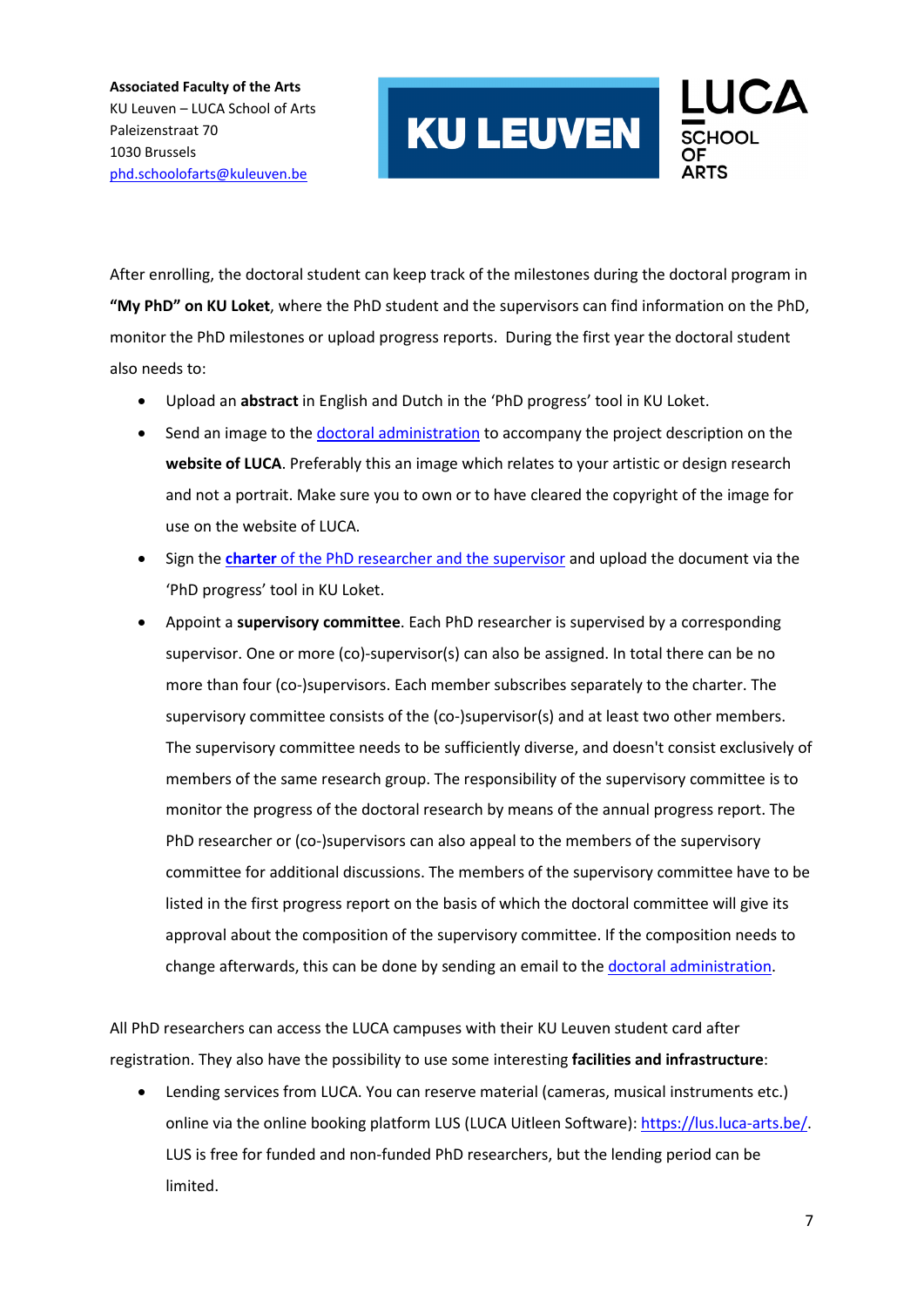After enrolling, the doctoral student can keep track of the milestones during the doctoral program in **"My PhD" on KU Loket**, where the PhD student and the supervisors can find information on the PhD, monitor the PhD milestones or upload progress reports. During the first year the doctoral student also needs to:

- Upload an **abstract** in English and Dutch in the 'PhD progress' tool in KU Loket.
- Send an image to the doctoral administration to accompany the project description on the **website of LUCA**. Preferably this an image which relates to your artistic or design research and not a portrait. Make sure you to own or to have cleared the copyright of the image for use on the website of LUCA.
- Sign the **charter** of the PhD researcher and the supervisor and upload the document via the 'PhD progress' tool in KU Loket.
- Appoint a **supervisory committee**. Each PhD researcher is supervised by a corresponding supervisor. One or more (co)-supervisor(s) can also be assigned. In total there can be no more than four (co-)supervisors. Each member subscribes separately to the charter. The supervisory committee consists of the (co-)supervisor(s) and at least two other members. The supervisory committee needs to be sufficiently diverse, and doesn't consist exclusively of members of the same research group. The responsibility of the supervisory committee is to monitor the progress of the doctoral research by means of the annual progress report. The PhD researcher or (co-)supervisors can also appeal to the members of the supervisory committee for additional discussions. The members of the supervisory committee have to be listed in the first progress report on the basis of which the doctoral committee will give its approval about the composition of the supervisory committee. If the composition needs to change afterwards, this can be done by sending an email to the doctoral administration.

All PhD researchers can access the LUCA campuses with their KU Leuven student card after registration. They also have the possibility to use some interesting **facilities and infrastructure**:

- Lending services from LUCA. You can reserve material (cameras, musical instruments etc.) online via the online booking platform LUS (LUCA Uitleen Software): https://lus.luca-arts.be/. LUS is free for funded and non-funded PhD researchers, but the lending period can be limited.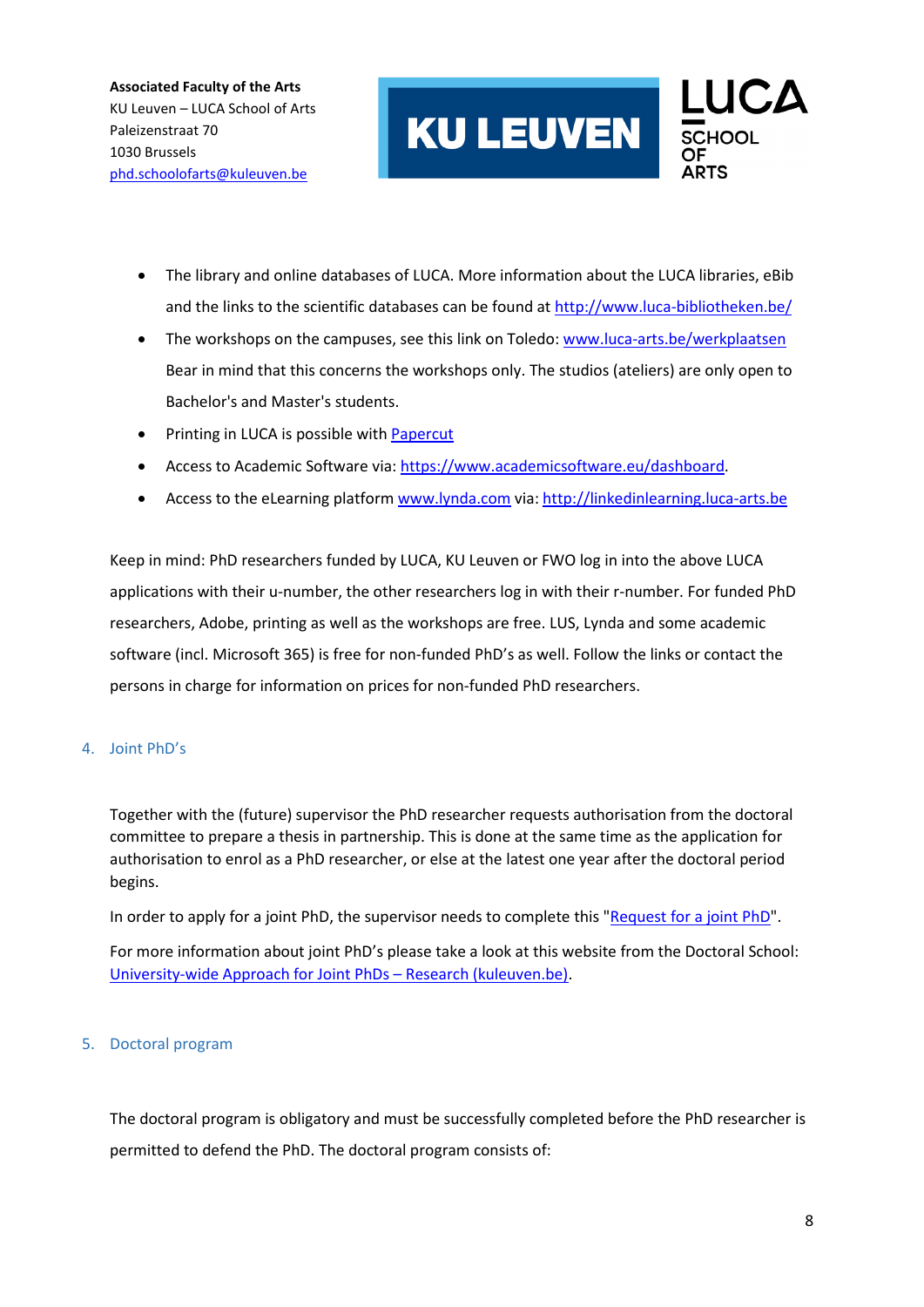- The library and online databases of LUCA. More information about the LUCA libraries, eBib and the links to the scientific databases can be found at [http://www.luca-bibliotheken.be/](http://www.luca-bibliotheken.be/)
- The workshops on the campuses, see this link on Toledo: [www.luca-arts.be/werkplaatsen](www.luca-arts.be/werkplaatsen) Bear in mind that this concerns the workshops only. The studios (ateliers) are only open to Bachelor's and Master's students.
- Printing in LUCA is possible with Papercut
- Access to Academic Software via: [https://www.academicsoftware.eu/dashboard](https://www.academicsoftware.eu/dashboard).
- Access to the eLearning platform [www.lynda.com](www.lynda.com) via: [http://linkedinlearning.luca-arts.be](http://linkedinlearning.luca-arts.be)

Keep in mind: PhD researchers funded by LUCA, KU Leuven or FWO log in into the above LUCA applications with their u-number, the other researchers log in with their r-number. For funded PhD researchers, Adobe, printing as well as the workshops are free. LUS, Lynda and some academic software (incl. Microsoft 365) is free for non-funded PhD's as well. Follow the links or contact the persons in charge for information on prices for non-funded PhD researchers.

## 4. Joint PhD's

Together with the (future) supervisor the PhD researcher requests authorisation from the doctoral committee to prepare a thesis in partnership. This is done at the same time as the application for authorisation to enrol as a PhD researcher, or else at the latest one year after the doctoral period begins.

In order to apply for a joint PhD, the supervisor needs to complete this "Request for a joint PhD".

For more information about joint PhD's please take a look at this website from the Doctoral School: University-wide Approach for Joint PhDs – Research (kuleuven.be).

## 5. Doctoral program

The doctoral program is obligatory and must be successfully completed before the PhD researcher is permitted to defend the PhD. The doctoral program consists of: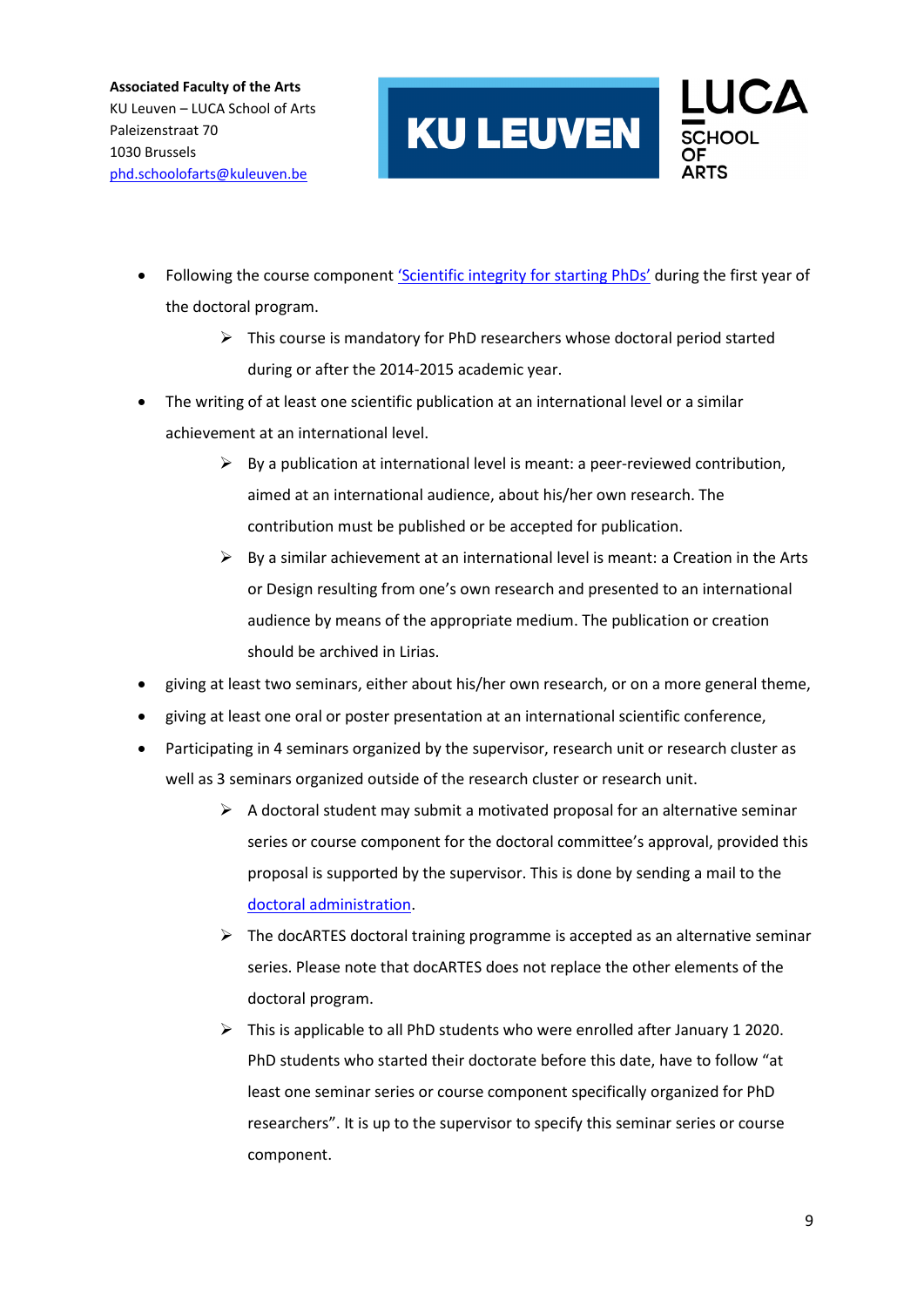- Following the course component 'Scientific integrity for starting PhDs' during the first year of the doctoral program.
    - This course is mandatory for PhD researchers whose doctoral period started during or after the 2014-2015 academic year.
- The writing of at least one scientific publication at an international level or a similar achievement at an international level.
    - By a publication at international level is meant: a peer-reviewed contribution, aimed at an international audience, about his/her own research. The contribution must be published or be accepted for publication.
    - By a similar achievement at an international level is meant: a Creation in the Arts or Design resulting from one's own research and presented to an international audience by means of the appropriate medium. The publication or creation should be archived in Lirias.
- giving at least two seminars, either about his/her own research, or on a more general theme,
- giving at least one oral or poster presentation at an international scientific conference,
- Participating in 4 seminars organized by the supervisor, research unit or research cluster as well as 3 seminars organized outside of the research cluster or research unit.
    - A doctoral student may submit a motivated proposal for an alternative seminar series or course component for the doctoral committee's approval, provided this proposal is supported by the supervisor. This is done by sending a mail to the doctoral administration.
    - The docARTES doctoral training programme is accepted as an alternative seminar series. Please note that docARTES does not replace the other elements of the doctoral program.
    - This is applicable to all PhD students who were enrolled after January 1 2020. PhD students who started their doctorate before this date, have to follow "at least one seminar series or course component specifically organized for PhD researchers". It is up to the supervisor to specify this seminar series or course component.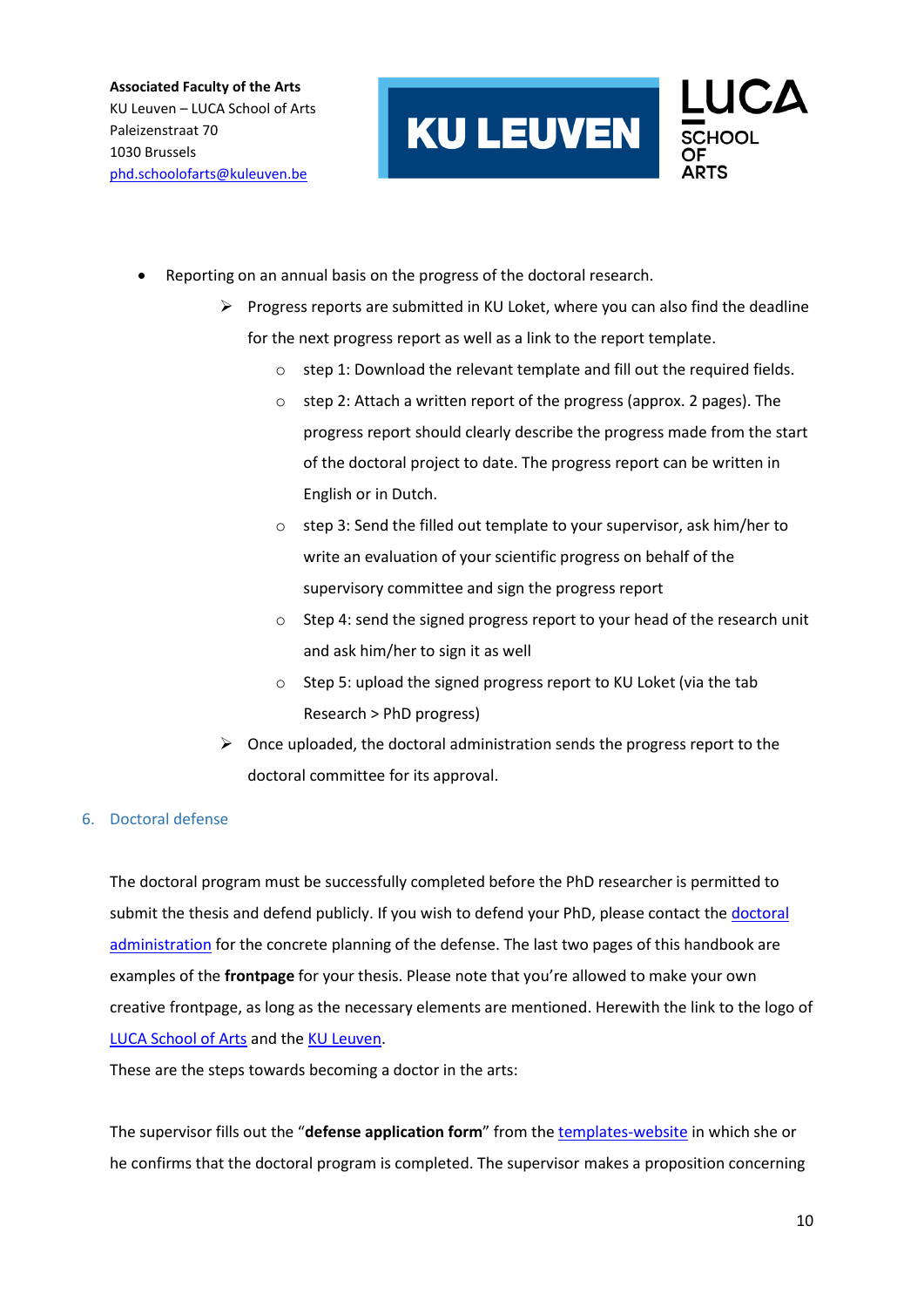- Reporting on an annual basis on the progress of the doctoral research.
  - Progress reports are submitted in KU Loket, where you can also find the deadline for the next progress report as well as a link to the report template.
    - step 1: Download the relevant template and fill out the required fields.
    - step 2: Attach a written report of the progress (approx. 2 pages). The progress report should clearly describe the progress made from the start of the doctoral project to date. The progress report can be written in English or in Dutch.
    - step 3: Send the filled out template to your supervisor, ask him/her to write an evaluation of your scientific progress on behalf of the supervisory committee and sign the progress report
    - Step 4: send the signed progress report to your head of the research unit and ask him/her to sign it as well
    - Step 5: upload the signed progress report to KU Loket (via the tab Research > PhD progress)
  - Once uploaded, the doctoral administration sends the progress report to the doctoral committee for its approval.

## 6. Doctoral defense

The doctoral program must be successfully completed before the PhD researcher is permitted to submit the thesis and defend publicly. If you wish to defend your PhD, please contact the doctoral administration for the concrete planning of the defense. The last two pages of this handbook are examples of the **frontpage** for your thesis. Please note that you're allowed to make your own creative frontpage, as long as the necessary elements are mentioned. Herewith the link to the logo of LUCA School of Arts and the KU Leuven.

These are the steps towards becoming a doctor in the arts:

The supervisor fills out the "**defense application form**" from the templates-website in which she or he confirms that the doctoral program is completed. The supervisor makes a proposition concerning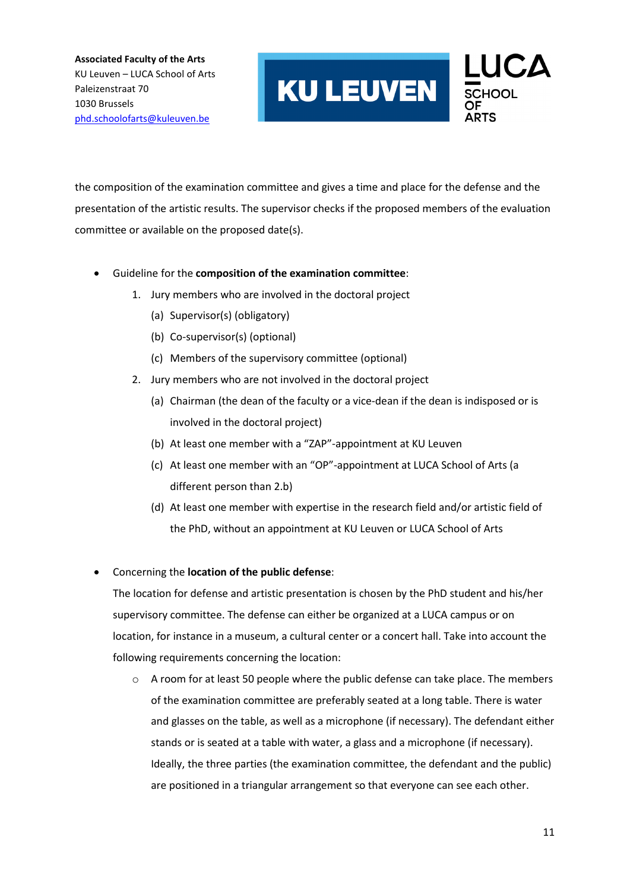the composition of the examination committee and gives a time and place for the defense and the presentation of the artistic results. The supervisor checks if the proposed members of the evaluation committee or available on the proposed date(s).

- Guideline for the **composition of the examination committee**:
  1. Jury members who are involved in the doctoral project
     (a) Supervisor(s) (obligatory)
     (b) Co-supervisor(s) (optional)
     (c) Members of the supervisory committee (optional)
  2. Jury members who are not involved in the doctoral project
     (a) Chairman (the dean of the faculty or a vice-dean if the dean is indisposed or is involved in the doctoral project)
     (b) At least one member with a "ZAP"-appointment at KU Leuven
     (c) At least one member with an "OP"-appointment at LUCA School of Arts (a different person than 2.b)
     (d) At least one member with expertise in the research field and/or artistic field of the PhD, without an appointment at KU Leuven or LUCA School of Arts

- Concerning the **location of the public defense**:
  The location for defense and artistic presentation is chosen by the PhD student and his/her supervisory committee. The defense can either be organized at a LUCA campus or on location, for instance in a museum, a cultural center or a concert hall. Take into account the following requirements concerning the location:
  - A room for at least 50 people where the public defense can take place. The members of the examination committee are preferably seated at a long table. There is water and glasses on the table, as well as a microphone (if necessary). The defendant either stands or is seated at a table with water, a glass and a microphone (if necessary). Ideally, the three parties (the examination committee, the defendant and the public) are positioned in a triangular arrangement so that everyone can see each other.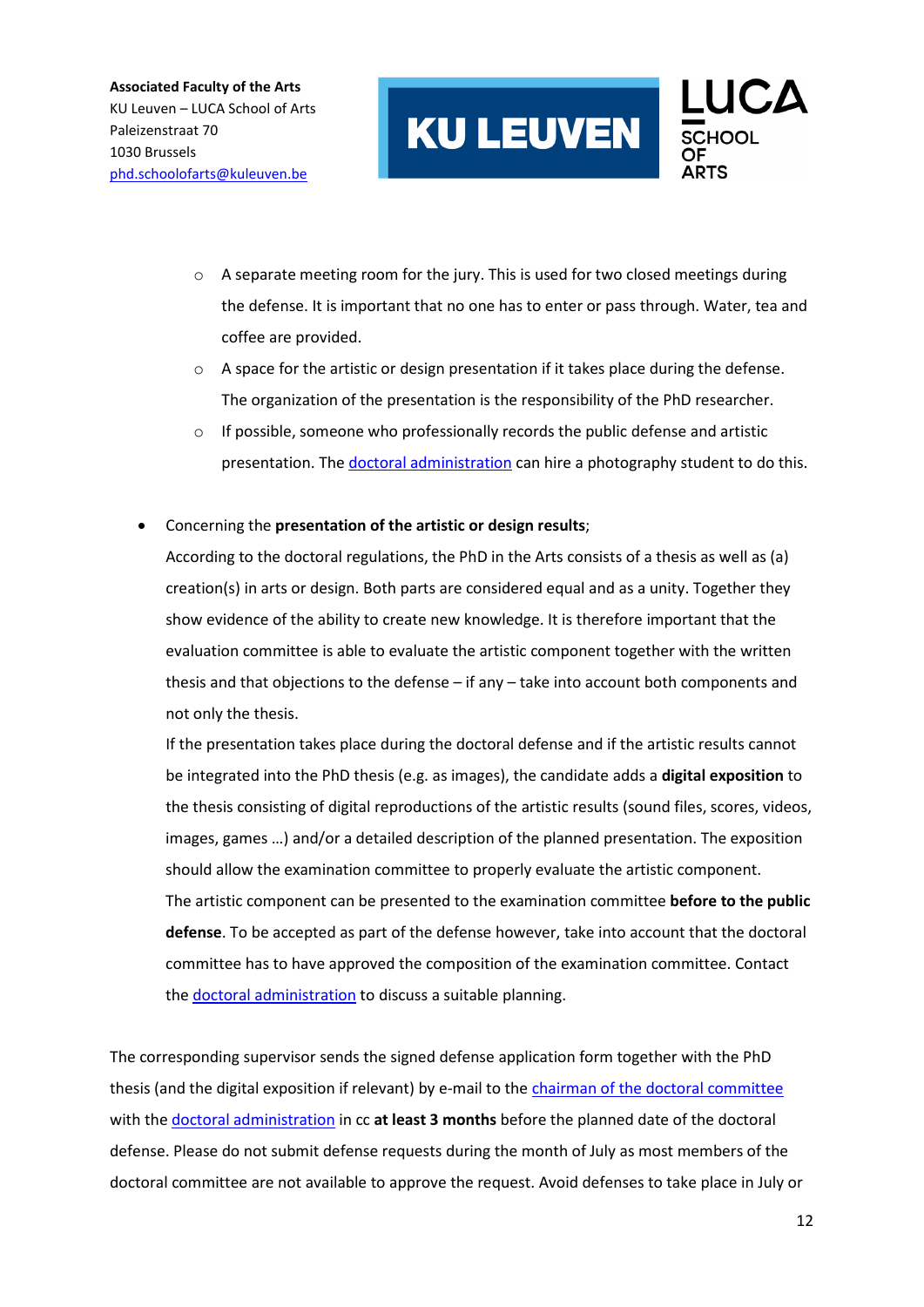- A separate meeting room for the jury. This is used for two closed meetings during the defense. It is important that no one has to enter or pass through. Water, tea and coffee are provided.
   - A space for the artistic or design presentation if it takes place during the defense. The organization of the presentation is the responsibility of the PhD researcher.
   - If possible, someone who professionally records the public defense and artistic presentation. The doctoral administration can hire a photography student to do this.

- Concerning the **presentation of the artistic or design results**;
  According to the doctoral regulations, the PhD in the Arts consists of a thesis as well as (a) creation(s) in arts or design. Both parts are considered equal and as a unity. Together they show evidence of the ability to create new knowledge. It is therefore important that the evaluation committee is able to evaluate the artistic component together with the written thesis and that objections to the defense – if any – take into account both components and not only the thesis.
  If the presentation takes place during the doctoral defense and if the artistic results cannot be integrated into the PhD thesis (e.g. as images), the candidate adds a **digital exposition** to the thesis consisting of digital reproductions of the artistic results (sound files, scores, videos, images, games …) and/or a detailed description of the planned presentation. The exposition should allow the examination committee to properly evaluate the artistic component.
  The artistic component can be presented to the examination committee **before to the public defense**. To be accepted as part of the defense however, take into account that the doctoral committee has to have approved the composition of the examination committee. Contact the doctoral administration to discuss a suitable planning.

The corresponding supervisor sends the signed defense application form together with the PhD thesis (and the digital exposition if relevant) by e-mail to the chairman of the doctoral committee with the doctoral administration in cc **at least 3 months** before the planned date of the doctoral defense. Please do not submit defense requests during the month of July as most members of the doctoral committee are not available to approve the request. Avoid defenses to take place in July or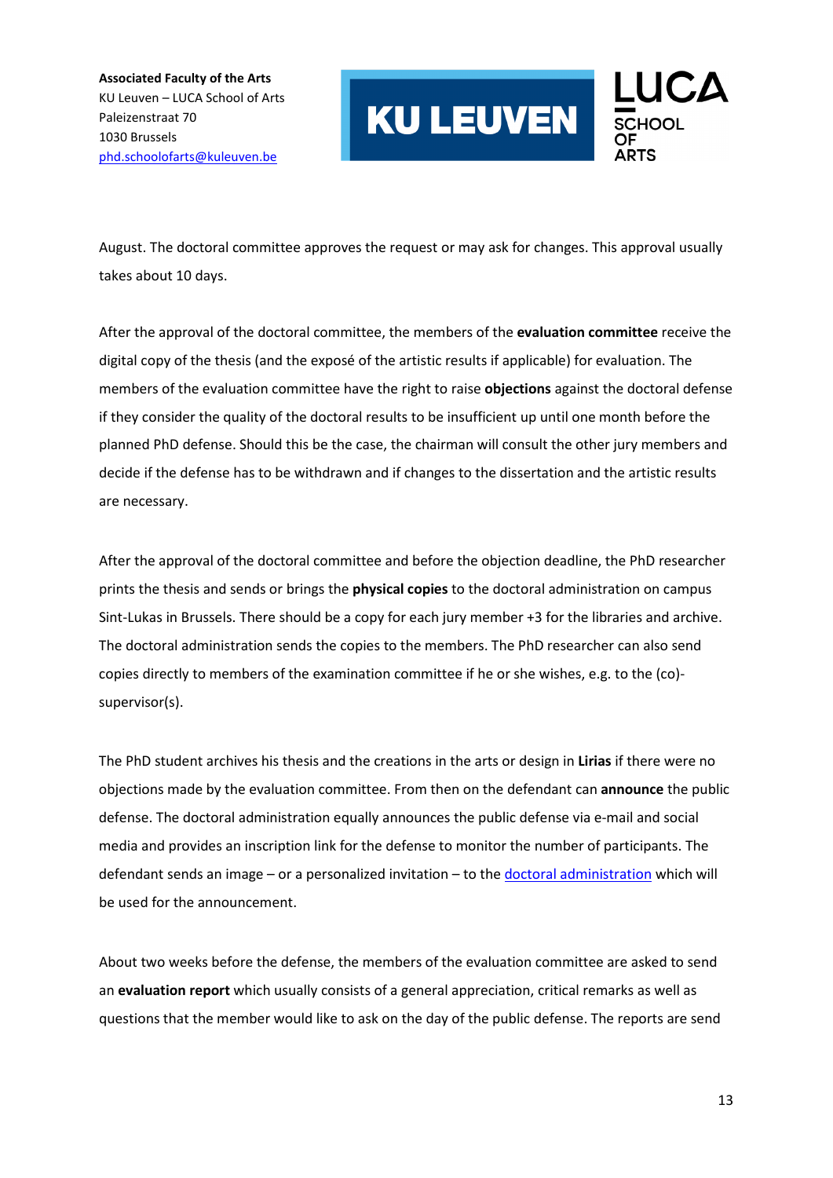August. The doctoral committee approves the request or may ask for changes. This approval usually takes about 10 days.

After the approval of the doctoral committee, the members of the **evaluation committee** receive the digital copy of the thesis (and the exposé of the artistic results if applicable) for evaluation. The members of the evaluation committee have the right to raise **objections** against the doctoral defense if they consider the quality of the doctoral results to be insufficient up until one month before the planned PhD defense. Should this be the case, the chairman will consult the other jury members and decide if the defense has to be withdrawn and if changes to the dissertation and the artistic results are necessary.

After the approval of the doctoral committee and before the objection deadline, the PhD researcher prints the thesis and sends or brings the **physical copies** to the doctoral administration on campus Sint-Lukas in Brussels. There should be a copy for each jury member +3 for the libraries and archive. The doctoral administration sends the copies to the members. The PhD researcher can also send copies directly to members of the examination committee if he or she wishes, e.g. to the (co)-supervisor(s).

The PhD student archives his thesis and the creations in the arts or design in **Lirias** if there were no objections made by the evaluation committee. From then on the defendant can **announce** the public defense. The doctoral administration equally announces the public defense via e-mail and social media and provides an inscription link for the defense to monitor the number of participants. The defendant sends an image – or a personalized invitation – to the doctoral administration which will be used for the announcement.

About two weeks before the defense, the members of the evaluation committee are asked to send an **evaluation report** which usually consists of a general appreciation, critical remarks as well as questions that the member would like to ask on the day of the public defense. The reports are send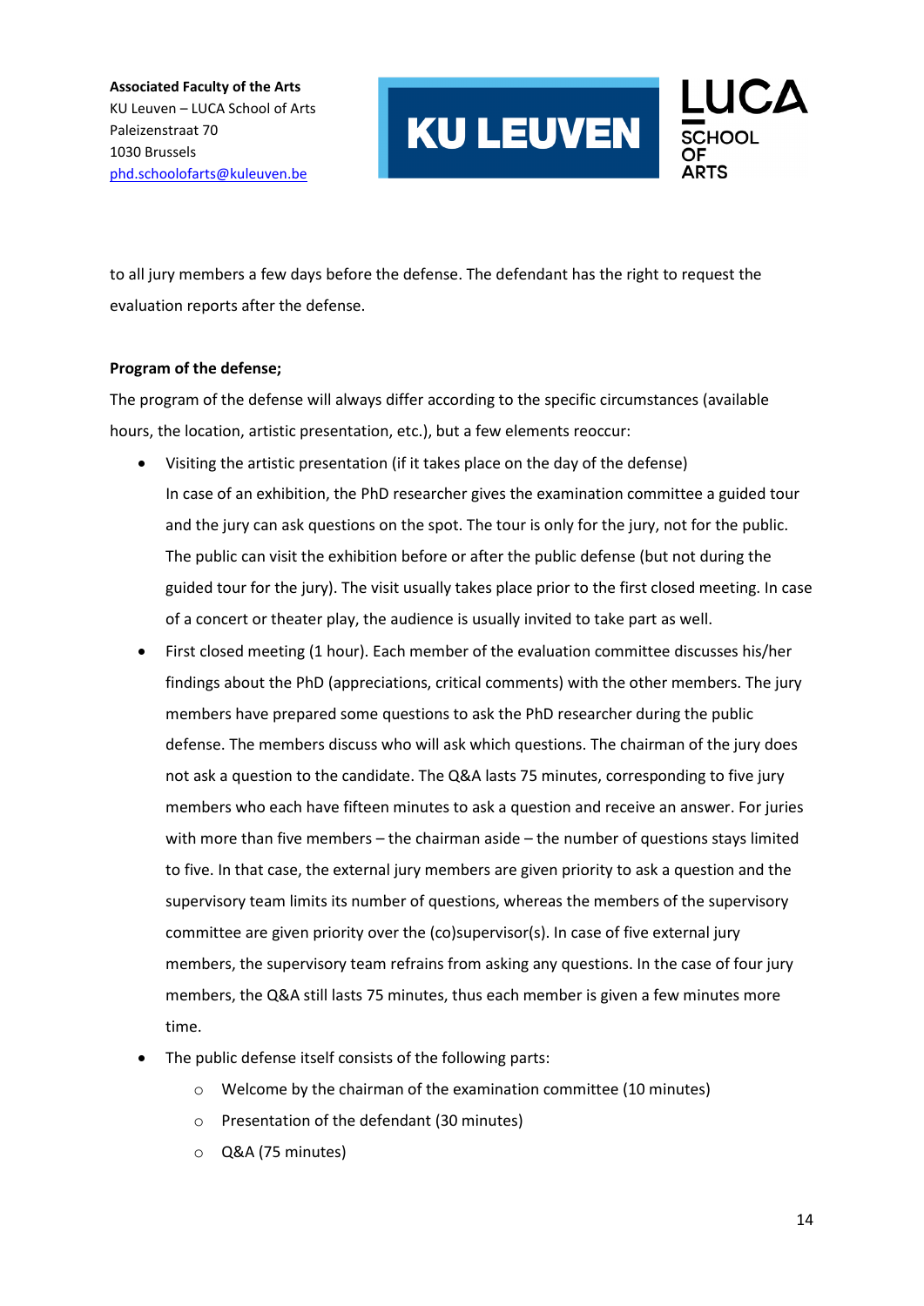to all jury members a few days before the defense. The defendant has the right to request the evaluation reports after the defense.

**Program of the defense;**

The program of the defense will always differ according to the specific circumstances (available hours, the location, artistic presentation, etc.), but a few elements reoccur:

- Visiting the artistic presentation (if it takes place on the day of the defense)
  In case of an exhibition, the PhD researcher gives the examination committee a guided tour and the jury can ask questions on the spot. The tour is only for the jury, not for the public. The public can visit the exhibition before or after the public defense (but not during the guided tour for the jury). The visit usually takes place prior to the first closed meeting. In case of a concert or theater play, the audience is usually invited to take part as well.
- First closed meeting (1 hour). Each member of the evaluation committee discusses his/her findings about the PhD (appreciations, critical comments) with the other members. The jury members have prepared some questions to ask the PhD researcher during the public defense. The members discuss who will ask which questions. The chairman of the jury does not ask a question to the candidate. The Q&A lasts 75 minutes, corresponding to five jury members who each have fifteen minutes to ask a question and receive an answer. For juries with more than five members – the chairman aside – the number of questions stays limited to five. In that case, the external jury members are given priority to ask a question and the supervisory team limits its number of questions, whereas the members of the supervisory committee are given priority over the (co)supervisor(s). In case of five external jury members, the supervisory team refrains from asking any questions. In the case of four jury members, the Q&A still lasts 75 minutes, thus each member is given a few minutes more time.
- The public defense itself consists of the following parts:
  - Welcome by the chairman of the examination committee (10 minutes)
  - Presentation of the defendant (30 minutes)
  - Q&A (75 minutes)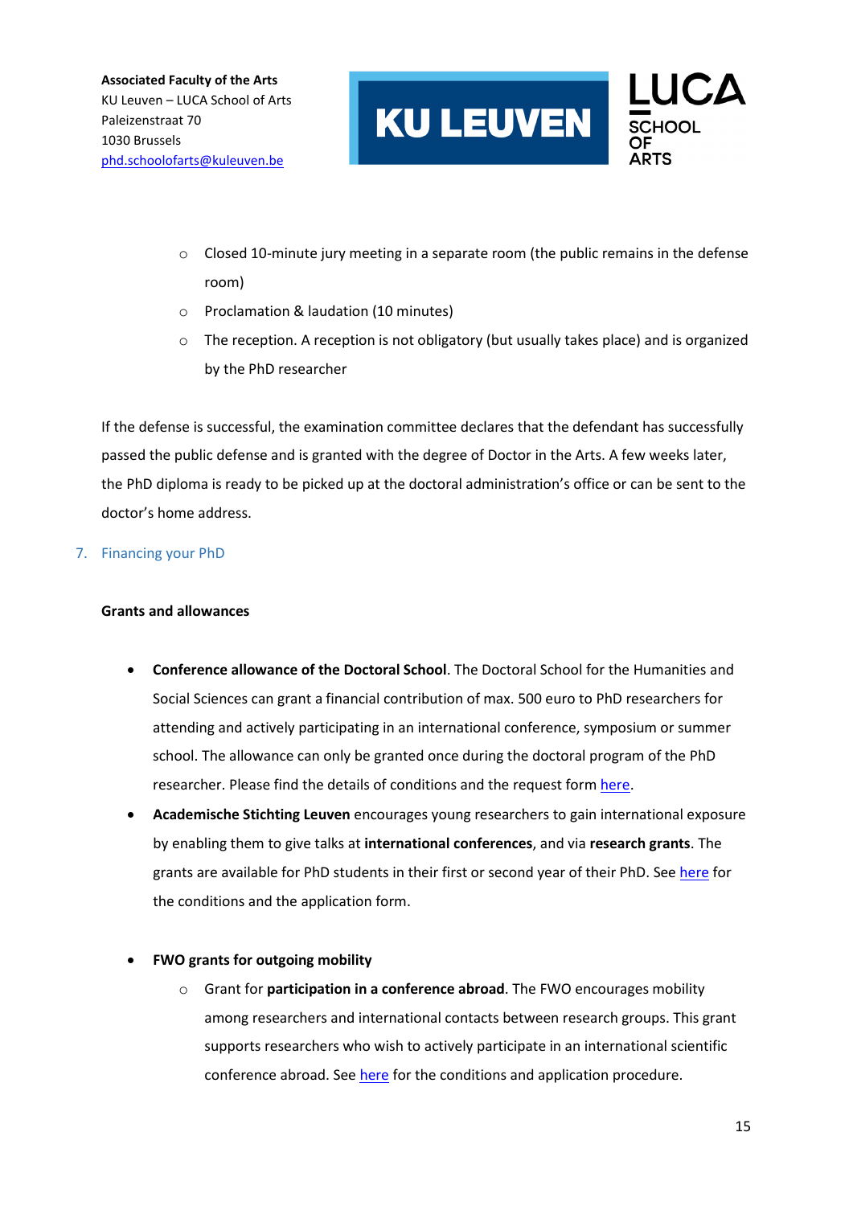- Closed 10-minute jury meeting in a separate room (the public remains in the defense room)
- Proclamation & laudation (10 minutes)
- The reception. A reception is not obligatory (but usually takes place) and is organized by the PhD researcher

If the defense is successful, the examination committee declares that the defendant has successfully passed the public defense and is granted with the degree of Doctor in the Arts. A few weeks later, the PhD diploma is ready to be picked up at the doctoral administration's office or can be sent to the doctor's home address.

## 7. Financing your PhD

**Grants and allowances**

- **Conference allowance of the Doctoral School**. The Doctoral School for the Humanities and Social Sciences can grant a financial contribution of max. 500 euro to PhD researchers for attending and actively participating in an international conference, symposium or summer school. The allowance can only be granted once during the doctoral program of the PhD researcher. Please find the details of conditions and the request form here.
- **Academische Stichting Leuven** encourages young researchers to gain international exposure by enabling them to give talks at **international conferences**, and via **research grants**. The grants are available for PhD students in their first or second year of their PhD. See here for the conditions and the application form.

- **FWO grants for outgoing mobility**
  - Grant for **participation in a conference abroad**. The FWO encourages mobility among researchers and international contacts between research groups. This grant supports researchers who wish to actively participate in an international scientific conference abroad. See here for the conditions and application procedure.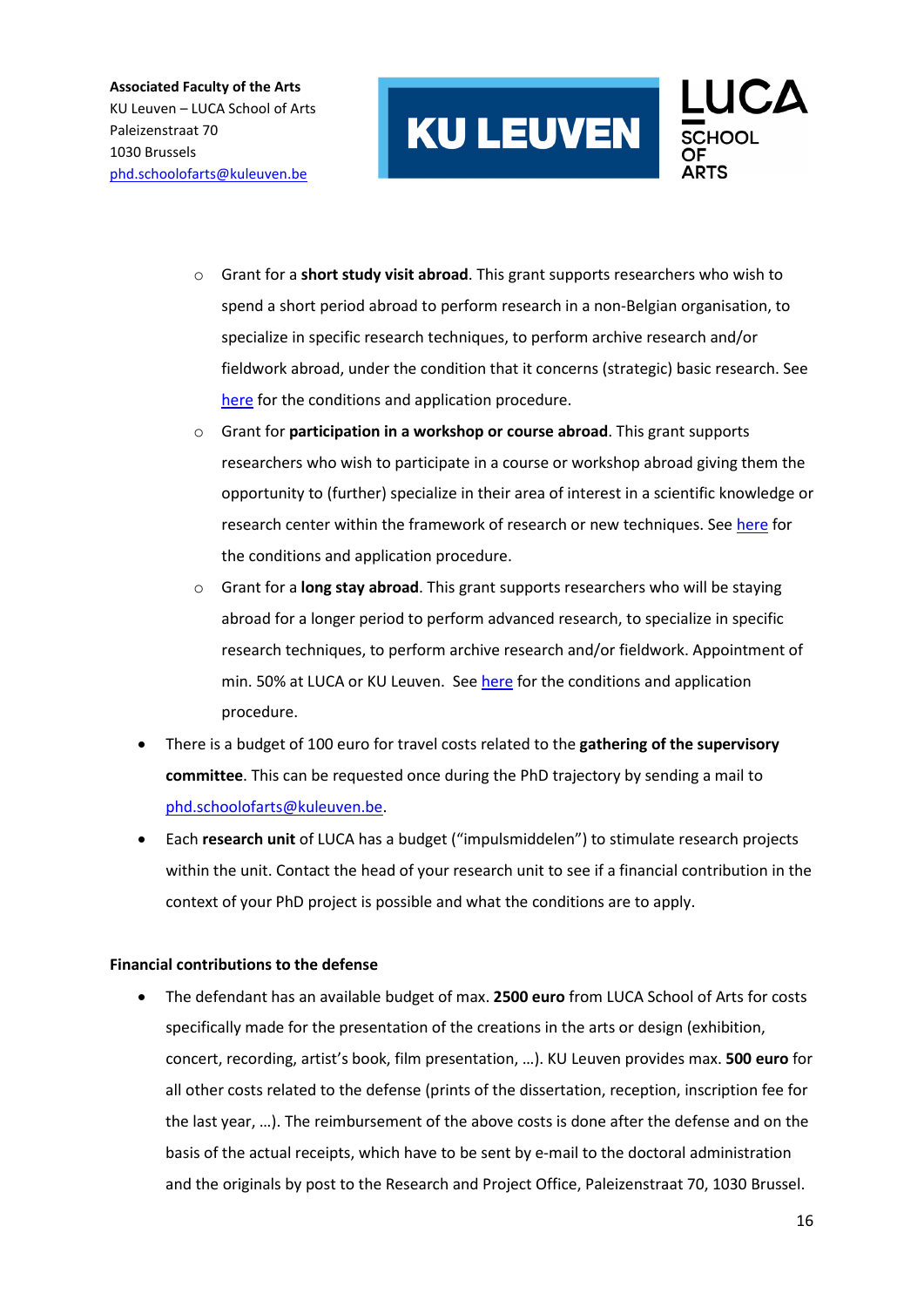- Grant for a **short study visit abroad**. This grant supports researchers who wish to spend a short period abroad to perform research in a non-Belgian organisation, to specialize in specific research techniques, to perform archive research and/or fieldwork abroad, under the condition that it concerns (strategic) basic research. See here for the conditions and application procedure.
  - Grant for **participation in a workshop or course abroad**. This grant supports researchers who wish to participate in a course or workshop abroad giving them the opportunity to (further) specialize in their area of interest in a scientific knowledge or research center within the framework of research or new techniques. See here for the conditions and application procedure.
  - Grant for a **long stay abroad**. This grant supports researchers who will be staying abroad for a longer period to perform advanced research, to specialize in specific research techniques, to perform archive research and/or fieldwork. Appointment of min. 50% at LUCA or KU Leuven. See here for the conditions and application procedure.
- There is a budget of 100 euro for travel costs related to the **gathering of the supervisory committee**. This can be requested once during the PhD trajectory by sending a mail to phd.schoolofarts@kuleuven.be.
- Each **research unit** of LUCA has a budget ("impulsmiddelen") to stimulate research projects within the unit. Contact the head of your research unit to see if a financial contribution in the context of your PhD project is possible and what the conditions are to apply.

**Financial contributions to the defense**

- The defendant has an available budget of max. **2500 euro** from LUCA School of Arts for costs specifically made for the presentation of the creations in the arts or design (exhibition, concert, recording, artist's book, film presentation, …). KU Leuven provides max. **500 euro** for all other costs related to the defense (prints of the dissertation, reception, inscription fee for the last year, …). The reimbursement of the above costs is done after the defense and on the basis of the actual receipts, which have to be sent by e-mail to the doctoral administration and the originals by post to the Research and Project Office, Paleizenstraat 70, 1030 Brussel.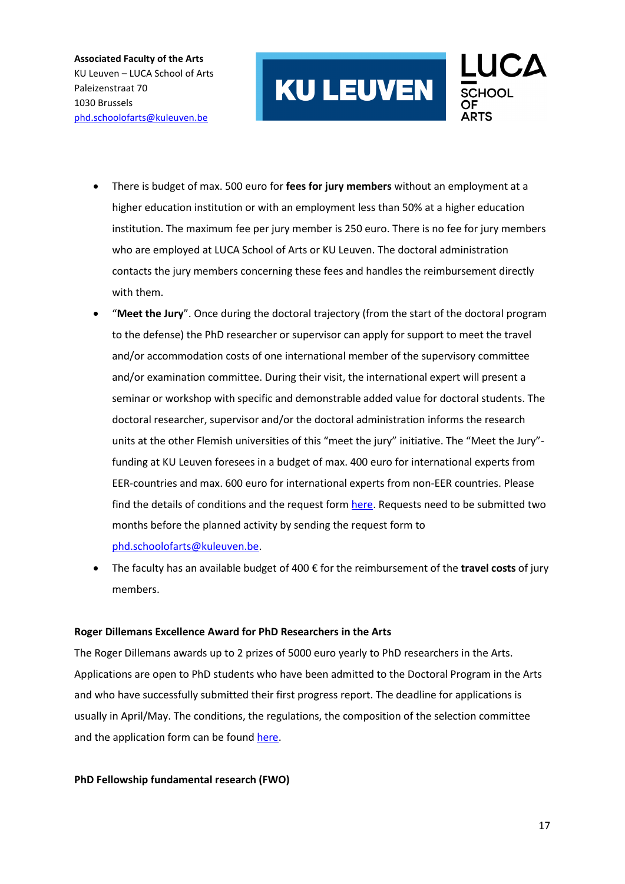- There is budget of max. 500 euro for **fees for jury members** without an employment at a higher education institution or with an employment less than 50% at a higher education institution. The maximum fee per jury member is 250 euro. There is no fee for jury members who are employed at LUCA School of Arts or KU Leuven. The doctoral administration contacts the jury members concerning these fees and handles the reimbursement directly with them.
- "**Meet the Jury**". Once during the doctoral trajectory (from the start of the doctoral program to the defense) the PhD researcher or supervisor can apply for support to meet the travel and/or accommodation costs of one international member of the supervisory committee and/or examination committee. During their visit, the international expert will present a seminar or workshop with specific and demonstrable added value for doctoral students. The doctoral researcher, supervisor and/or the doctoral administration informs the research units at the other Flemish universities of this "meet the jury" initiative. The "Meet the Jury"-funding at KU Leuven foresees in a budget of max. 400 euro for international experts from EER-countries and max. 600 euro for international experts from non-EER countries. Please find the details of conditions and the request form here. Requests need to be submitted two months before the planned activity by sending the request form to phd.schoolofarts@kuleuven.be.
- The faculty has an available budget of 400 € for the reimbursement of the **travel costs** of jury members.

**Roger Dillemans Excellence Award for PhD Researchers in the Arts**

The Roger Dillemans awards up to 2 prizes of 5000 euro yearly to PhD researchers in the Arts. Applications are open to PhD students who have been admitted to the Doctoral Program in the Arts and who have successfully submitted their first progress report. The deadline for applications is usually in April/May. The conditions, the regulations, the composition of the selection committee and the application form can be found here.

**PhD Fellowship fundamental research (FWO)**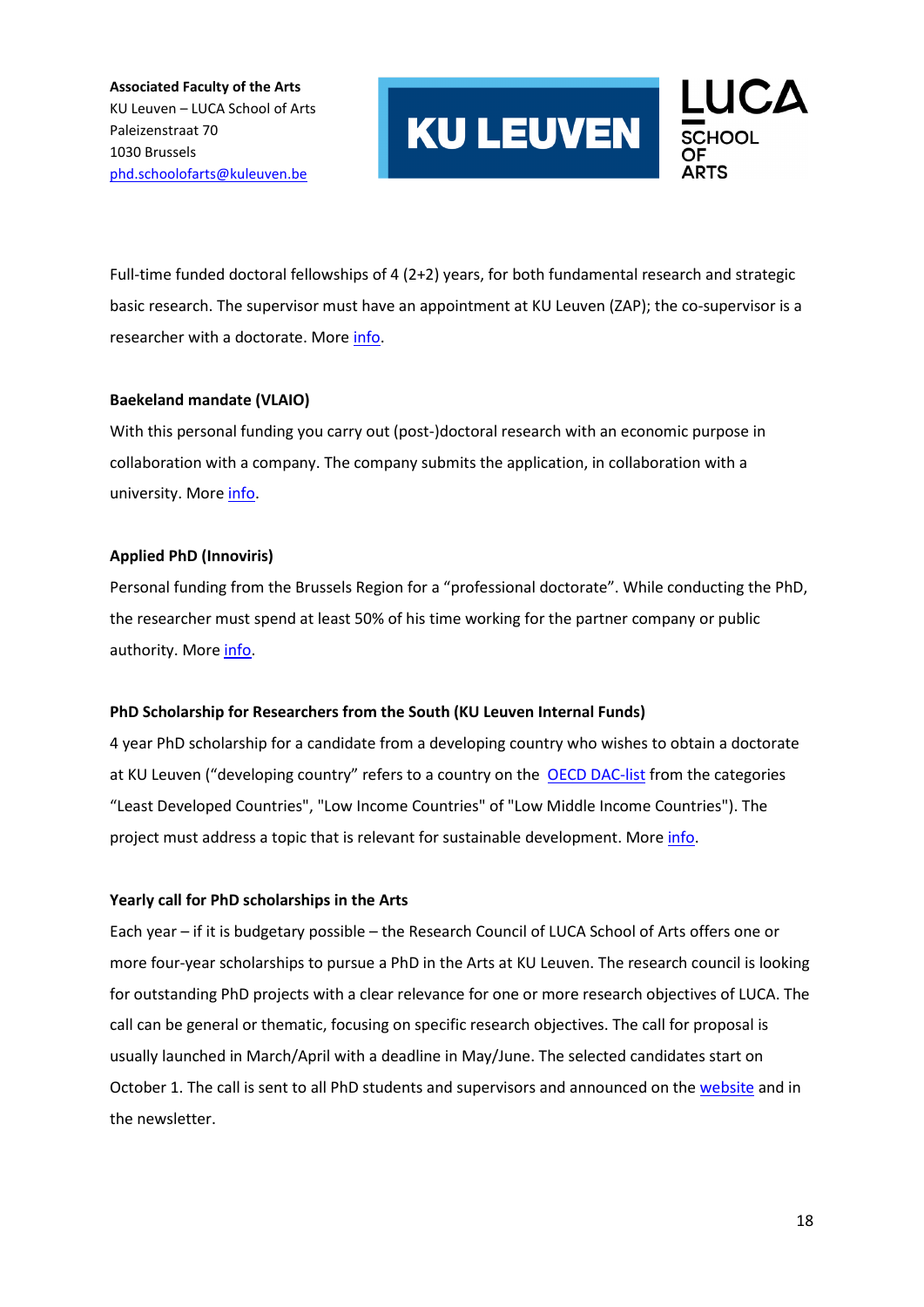**Associated Faculty of the Arts**
KU Leuven – LUCA School of Arts
Paleizenstraat 70
1030 Brussels
phd.schoolofarts@kuleuven.be

Full-time funded doctoral fellowships of 4 (2+2) years, for both fundamental research and strategic basic research. The supervisor must have an appointment at KU Leuven (ZAP); the co-supervisor is a researcher with a doctorate. More info.

**Baekeland mandate (VLAIO)**

With this personal funding you carry out (post-)doctoral research with an economic purpose in collaboration with a company. The company submits the application, in collaboration with a university. More info.

**Applied PhD (Innoviris)**

Personal funding from the Brussels Region for a "professional doctorate". While conducting the PhD, the researcher must spend at least 50% of his time working for the partner company or public authority. More info.

**PhD Scholarship for Researchers from the South (KU Leuven Internal Funds)**

4 year PhD scholarship for a candidate from a developing country who wishes to obtain a doctorate at KU Leuven ("developing country" refers to a country on the OECD DAC-list from the categories "Least Developed Countries", "Low Income Countries" of "Low Middle Income Countries"). The project must address a topic that is relevant for sustainable development. More info.

**Yearly call for PhD scholarships in the Arts**

Each year – if it is budgetary possible – the Research Council of LUCA School of Arts offers one or more four-year scholarships to pursue a PhD in the Arts at KU Leuven. The research council is looking for outstanding PhD projects with a clear relevance for one or more research objectives of LUCA. The call can be general or thematic, focusing on specific research objectives. The call for proposal is usually launched in March/April with a deadline in May/June. The selected candidates start on October 1. The call is sent to all PhD students and supervisors and announced on the website and in the newsletter.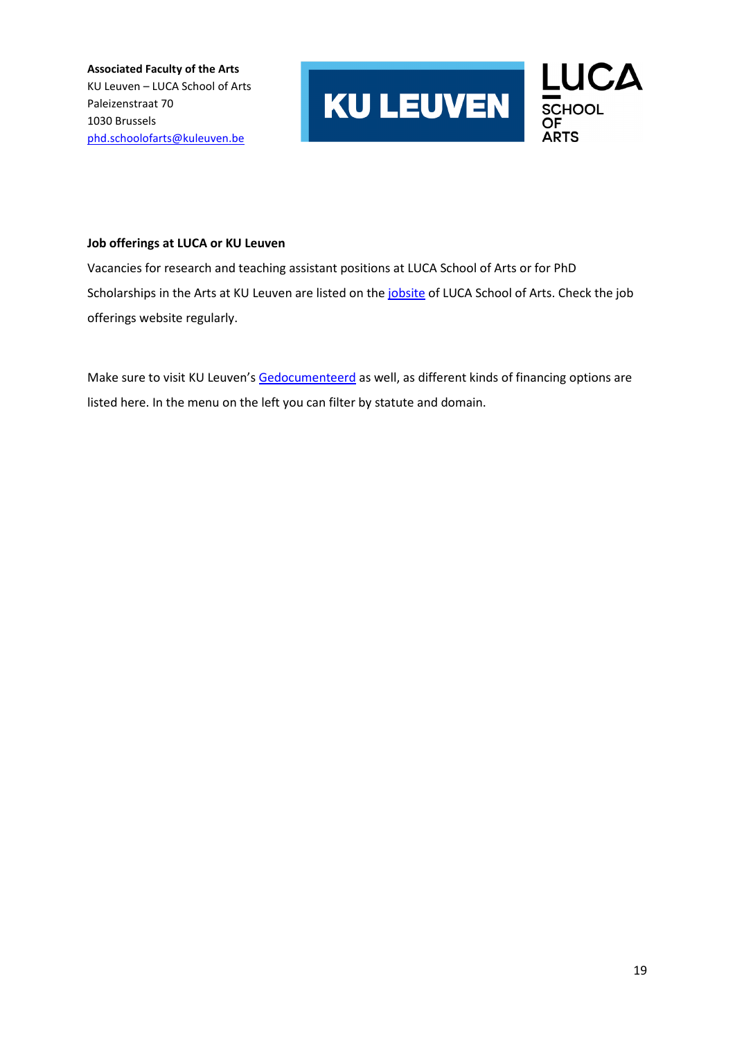**Associated Faculty of the Arts**
KU Leuven – LUCA School of Arts
Paleizenstraat 70
1030 Brussels
phd.schoolofarts@kuleuven.be

**Job offerings at LUCA or KU Leuven**

Vacancies for research and teaching assistant positions at LUCA School of Arts or for PhD Scholarships in the Arts at KU Leuven are listed on the jobsite of LUCA School of Arts. Check the job offerings website regularly.

Make sure to visit KU Leuven's Gedocumenteerd as well, as different kinds of financing options are listed here. In the menu on the left you can filter by statute and domain.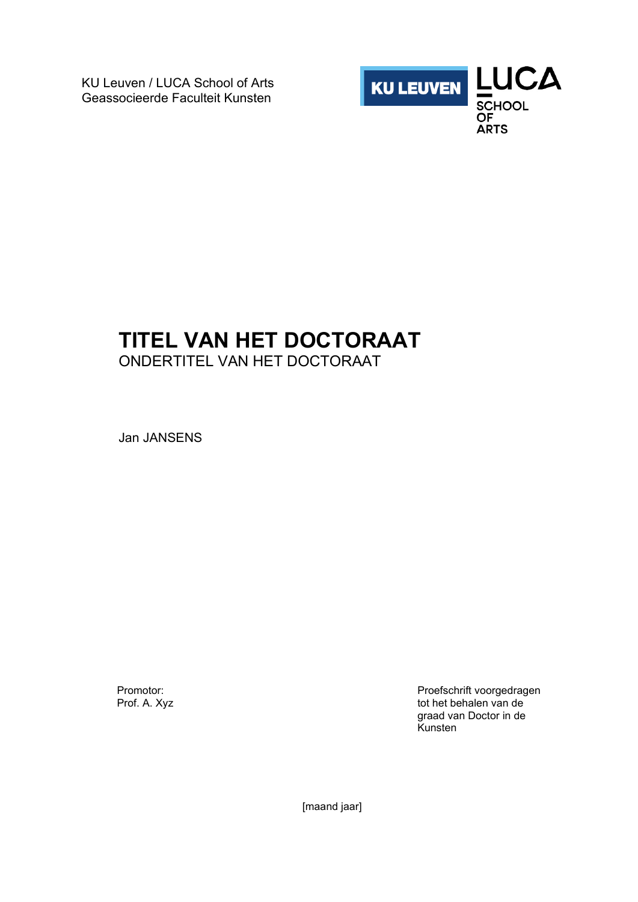KU Leuven / LUCA School of Arts
Geassocieerde Faculteit Kunsten

KU LEUVEN LUCA SCHOOL OF ARTS

# TITEL VAN HET DOCTORAAT

ONDERTITEL VAN HET DOCTORAAT

Jan JANSENS

Promotor:
Prof. A. Xyz

Proefschrift voorgedragen tot het behalen van de graad van Doctor in de Kunsten

[maand jaar]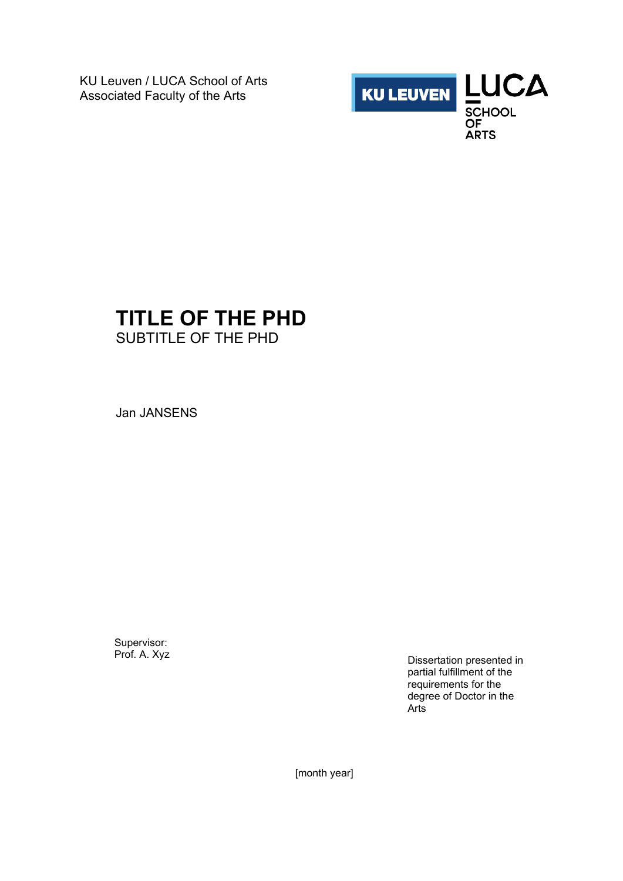KU Leuven / LUCA School of Arts
Associated Faculty of the Arts

KU LEUVEN LUCA SCHOOL OF ARTS

# TITLE OF THE PHD

SUBTITLE OF THE PHD

Jan JANSENS

Supervisor:
Prof. A. Xyz

Dissertation presented in partial fulfillment of the requirements for the degree of Doctor in the Arts

[month year]